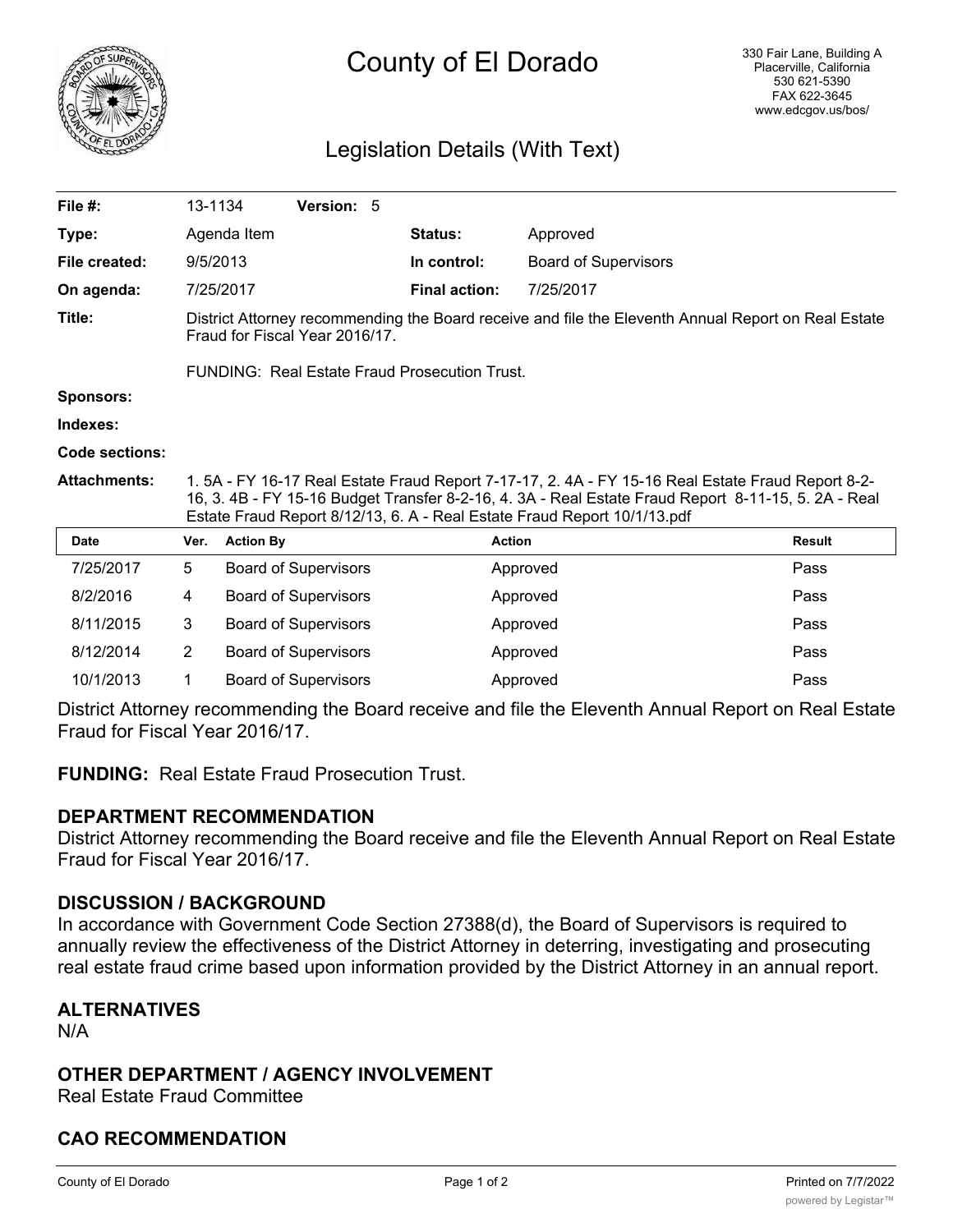# County of El Dorado

330 Fair Lane, Building A
Placerville, California
530 621-5390
FAX 622-3645
www.edcgov.us/bos/

## Legislation Details (With Text)

| | | | |
|---|---|---|---|
| **File #:** | 13-1134 **Version:** 5 | | |
| **Type:** | Agenda Item | **Status:** | Approved |
| **File created:** | 9/5/2013 | **In control:** | Board of Supervisors |
| **On agenda:** | 7/25/2017 | **Final action:** | 7/25/2017 |

**Title:** District Attorney recommending the Board receive and file the Eleventh Annual Report on Real Estate Fraud for Fiscal Year 2016/17.

FUNDING: Real Estate Fraud Prosecution Trust.

**Sponsors:**

**Indexes:**

**Code sections:**

**Attachments:** 1. 5A - FY 16-17 Real Estate Fraud Report 7-17-17, 2. 4A - FY 15-16 Real Estate Fraud Report 8-2-16, 3. 4B - FY 15-16 Budget Transfer 8-2-16, 4. 3A - Real Estate Fraud Report 8-11-15, 5. 2A - Real Estate Fraud Report 8/12/13, 6. A - Real Estate Fraud Report 10/1/13.pdf

| Date | Ver. | Action By | Action | Result |
|---|---|---|---|---|
| 7/25/2017 | 5 | Board of Supervisors | Approved | Pass |
| 8/2/2016 | 4 | Board of Supervisors | Approved | Pass |
| 8/11/2015 | 3 | Board of Supervisors | Approved | Pass |
| 8/12/2014 | 2 | Board of Supervisors | Approved | Pass |
| 10/1/2013 | 1 | Board of Supervisors | Approved | Pass |

District Attorney recommending the Board receive and file the Eleventh Annual Report on Real Estate Fraud for Fiscal Year 2016/17.

**FUNDING:** Real Estate Fraud Prosecution Trust.

### DEPARTMENT RECOMMENDATION

District Attorney recommending the Board receive and file the Eleventh Annual Report on Real Estate Fraud for Fiscal Year 2016/17.

### DISCUSSION / BACKGROUND

In accordance with Government Code Section 27388(d), the Board of Supervisors is required to annually review the effectiveness of the District Attorney in deterring, investigating and prosecuting real estate fraud crime based upon information provided by the District Attorney in an annual report.

### ALTERNATIVES

N/A

### OTHER DEPARTMENT / AGENCY INVOLVEMENT

Real Estate Fraud Committee

### CAO RECOMMENDATION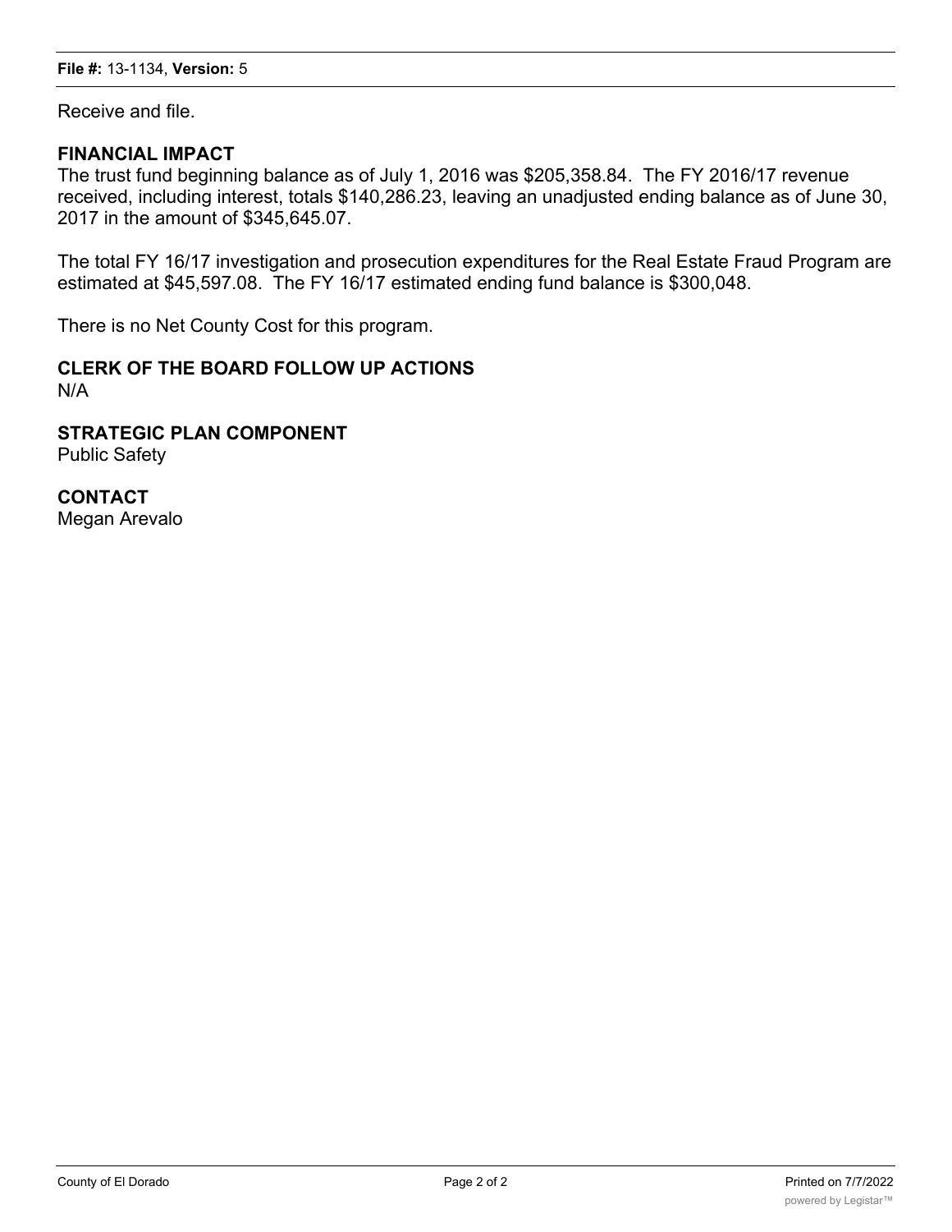Receive and file.

**FINANCIAL IMPACT**

The trust fund beginning balance as of July 1, 2016 was $205,358.84. The FY 2016/17 revenue received, including interest, totals $140,286.23, leaving an unadjusted ending balance as of June 30, 2017 in the amount of $345,645.07.

The total FY 16/17 investigation and prosecution expenditures for the Real Estate Fraud Program are estimated at $45,597.08. The FY 16/17 estimated ending fund balance is $300,048.

There is no Net County Cost for this program.

**CLERK OF THE BOARD FOLLOW UP ACTIONS**

N/A

**STRATEGIC PLAN COMPONENT**

Public Safety

**CONTACT**

Megan Arevalo